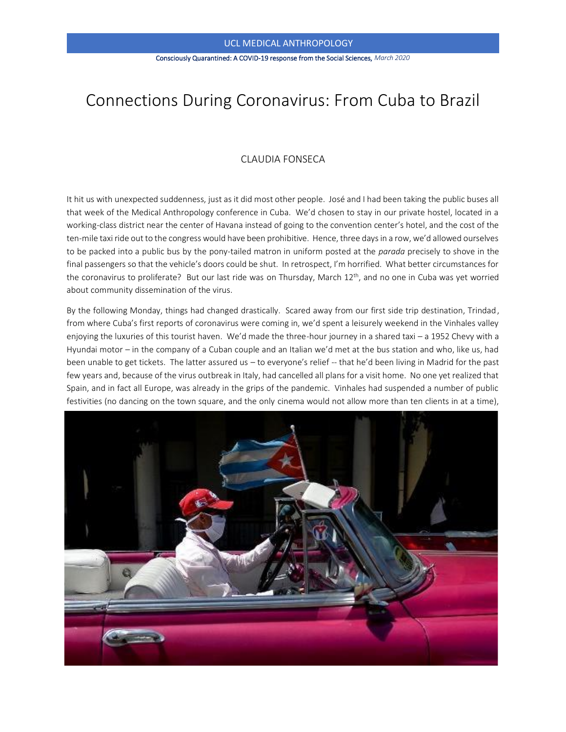UCL MEDICAL ANTHROPOLOGY

Consciously Quarantined: A COVID-19 response from the Social Sciences, *March 2020*

# Connections During Coronavirus: From Cuba to Brazil

CLAUDIA FONSECA

It hit us with unexpected suddenness, just as it did most other people. José and I had been taking the public buses all that week of the Medical Anthropology conference in Cuba. We'd chosen to stay in our private hostel, located in a working-class district near the center of Havana instead of going to the convention center's hotel, and the cost of the ten-mile taxi ride out to the congress would have been prohibitive. Hence, three days in a row, we'd allowed ourselves to be packed into a public bus by the pony-tailed matron in uniform posted at the *parada* precisely to shove in the final passengers so that the vehicle's doors could be shut. In retrospect, I'm horrified. What better circumstances for the coronavirus to proliferate? But our last ride was on Thursday, March 12th, and no one in Cuba was yet worried about community dissemination of the virus.

By the following Monday, things had changed drastically. Scared away from our first side trip destination, Trindad, from where Cuba's first reports of coronavirus were coming in, we'd spent a leisurely weekend in the Vinhales valley enjoying the luxuries of this tourist haven. We'd made the three-hour journey in a shared taxi – a 1952 Chevy with a Hyundai motor – in the company of a Cuban couple and an Italian we'd met at the bus station and who, like us, had been unable to get tickets. The latter assured us – to everyone's relief -- that he'd been living in Madrid for the past few years and, because of the virus outbreak in Italy, had cancelled all plans for a visit home. No one yet realized that Spain, and in fact all Europe, was already in the grips of the pandemic. Vinhales had suspended a number of public festivities (no dancing on the town square, and the only cinema would not allow more than ten clients in at a time),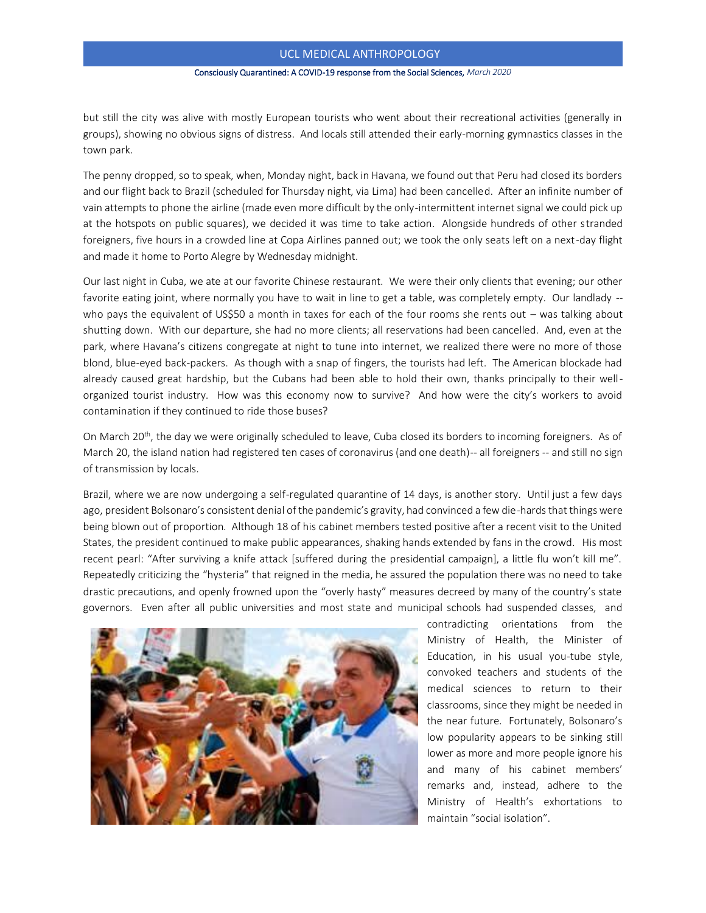but still the city was alive with mostly European tourists who went about their recreational activities (generally in groups), showing no obvious signs of distress. And locals still attended their early-morning gymnastics classes in the town park.

The penny dropped, so to speak, when, Monday night, back in Havana, we found out that Peru had closed its borders and our flight back to Brazil (scheduled for Thursday night, via Lima) had been cancelled. After an infinite number of vain attempts to phone the airline (made even more difficult by the only-intermittent internet signal we could pick up at the hotspots on public squares), we decided it was time to take action. Alongside hundreds of other stranded foreigners, five hours in a crowded line at Copa Airlines panned out; we took the only seats left on a next-day flight and made it home to Porto Alegre by Wednesday midnight.

Our last night in Cuba, we ate at our favorite Chinese restaurant. We were their only clients that evening; our other favorite eating joint, where normally you have to wait in line to get a table, was completely empty. Our landlady -- who pays the equivalent of US$50 a month in taxes for each of the four rooms she rents out – was talking about shutting down. With our departure, she had no more clients; all reservations had been cancelled. And, even at the park, where Havana's citizens congregate at night to tune into internet, we realized there were no more of those blond, blue-eyed back-packers. As though with a snap of fingers, the tourists had left. The American blockade had already caused great hardship, but the Cubans had been able to hold their own, thanks principally to their well-organized tourist industry. How was this economy now to survive? And how were the city's workers to avoid contamination if they continued to ride those buses?

On March 20th, the day we were originally scheduled to leave, Cuba closed its borders to incoming foreigners. As of March 20, the island nation had registered ten cases of coronavirus (and one death)-- all foreigners -- and still no sign of transmission by locals.

Brazil, where we are now undergoing a self-regulated quarantine of 14 days, is another story. Until just a few days ago, president Bolsonaro's consistent denial of the pandemic's gravity, had convinced a few die-hards that things were being blown out of proportion. Although 18 of his cabinet members tested positive after a recent visit to the United States, the president continued to make public appearances, shaking hands extended by fans in the crowd. His most recent pearl: "After surviving a knife attack [suffered during the presidential campaign], a little flu won't kill me". Repeatedly criticizing the "hysteria" that reigned in the media, he assured the population there was no need to take drastic precautions, and openly frowned upon the "overly hasty" measures decreed by many of the country's state governors. Even after all public universities and most state and municipal schools had suspended classes, and contradicting orientations from the Ministry of Health, the Minister of Education, in his usual you-tube style, convoked teachers and students of the medical sciences to return to their classrooms, since they might be needed in the near future. Fortunately, Bolsonaro's low popularity appears to be sinking still lower as more and more people ignore his and many of his cabinet members' remarks and, instead, adhere to the Ministry of Health's exhortations to maintain "social isolation".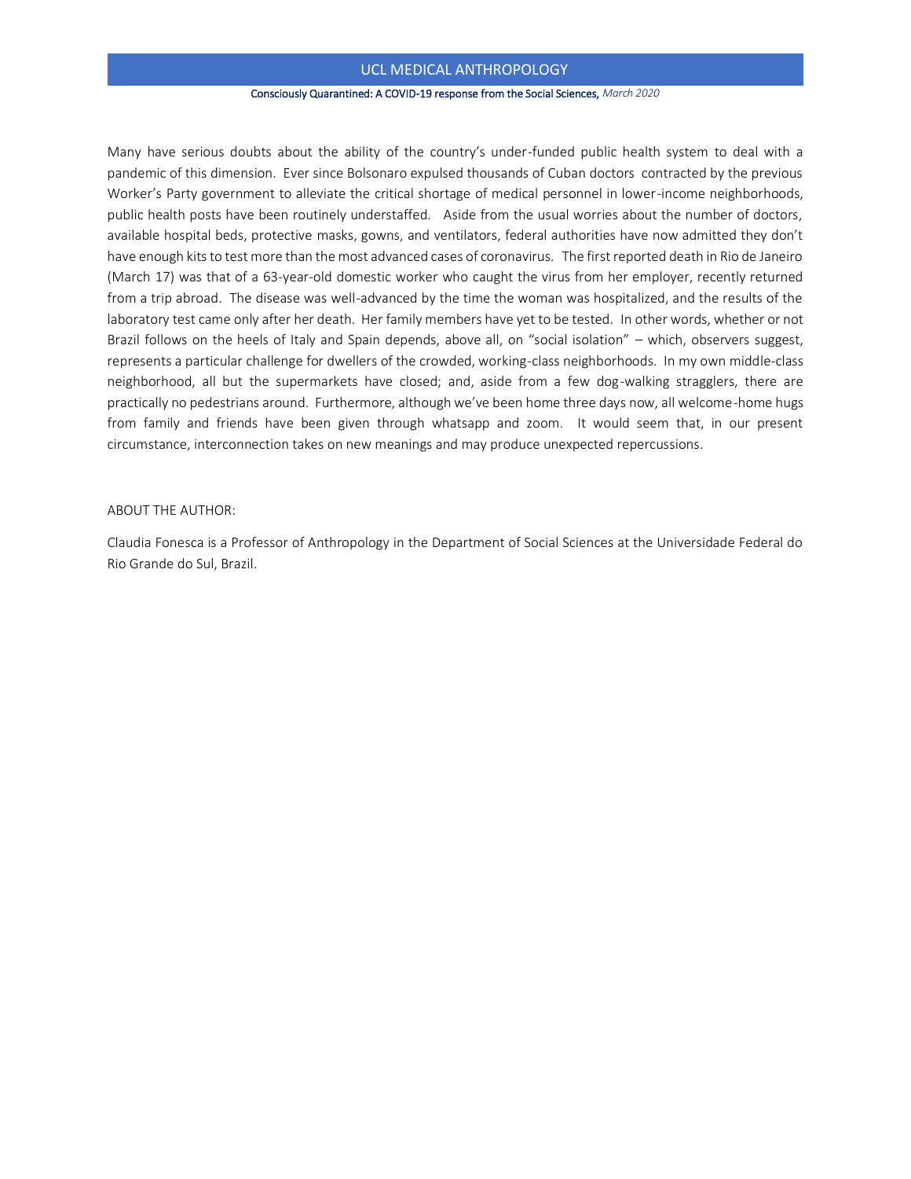Many have serious doubts about the ability of the country's under-funded public health system to deal with a pandemic of this dimension. Ever since Bolsonaro expulsed thousands of Cuban doctors contracted by the previous Worker's Party government to alleviate the critical shortage of medical personnel in lower-income neighborhoods, public health posts have been routinely understaffed. Aside from the usual worries about the number of doctors, available hospital beds, protective masks, gowns, and ventilators, federal authorities have now admitted they don't have enough kits to test more than the most advanced cases of coronavirus. The first reported death in Rio de Janeiro (March 17) was that of a 63-year-old domestic worker who caught the virus from her employer, recently returned from a trip abroad. The disease was well-advanced by the time the woman was hospitalized, and the results of the laboratory test came only after her death. Her family members have yet to be tested. In other words, whether or not Brazil follows on the heels of Italy and Spain depends, above all, on "social isolation" – which, observers suggest, represents a particular challenge for dwellers of the crowded, working-class neighborhoods. In my own middle-class neighborhood, all but the supermarkets have closed; and, aside from a few dog-walking stragglers, there are practically no pedestrians around. Furthermore, although we've been home three days now, all welcome-home hugs from family and friends have been given through whatsapp and zoom. It would seem that, in our present circumstance, interconnection takes on new meanings and may produce unexpected repercussions.

ABOUT THE AUTHOR:

Claudia Fonesca is a Professor of Anthropology in the Department of Social Sciences at the Universidade Federal do Rio Grande do Sul, Brazil.